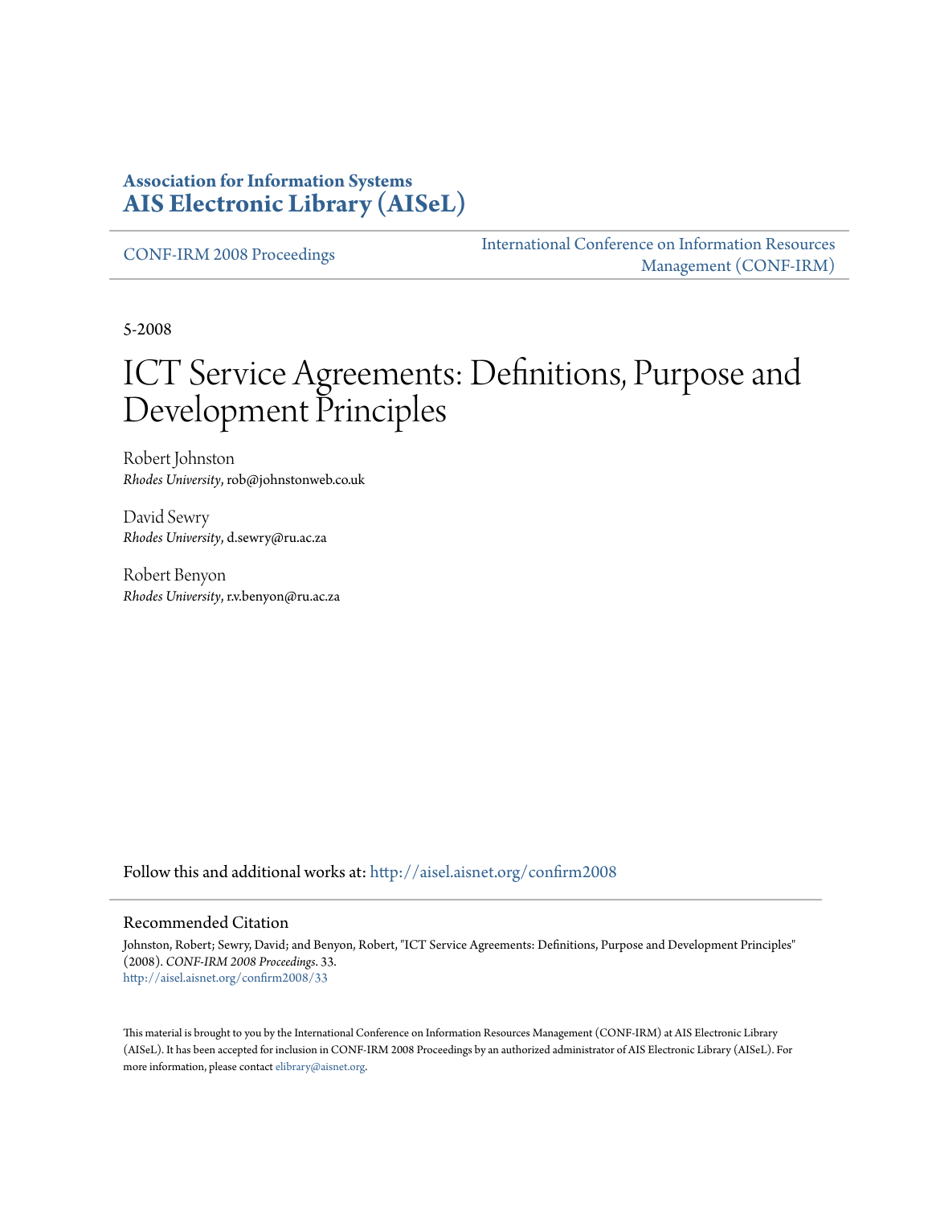**Association for Information Systems**
**AIS Electronic Library (AISeL)**

CONF-IRM 2008 Proceedings

International Conference on Information Resources Management (CONF-IRM)

5-2008

# ICT Service Agreements: Definitions, Purpose and Development Principles

Robert Johnston
*Rhodes University*, rob@johnstonweb.co.uk

David Sewry
*Rhodes University*, d.sewry@ru.ac.za

Robert Benyon
*Rhodes University*, r.v.benyon@ru.ac.za

Follow this and additional works at: http://aisel.aisnet.org/confirm2008

## Recommended Citation

Johnston, Robert; Sewry, David; and Benyon, Robert, "ICT Service Agreements: Definitions, Purpose and Development Principles" (2008). *CONF-IRM 2008 Proceedings*. 33.
http://aisel.aisnet.org/confirm2008/33

This material is brought to you by the International Conference on Information Resources Management (CONF-IRM) at AIS Electronic Library (AISeL). It has been accepted for inclusion in CONF-IRM 2008 Proceedings by an authorized administrator of AIS Electronic Library (AISeL). For more information, please contact elibrary@aisnet.org.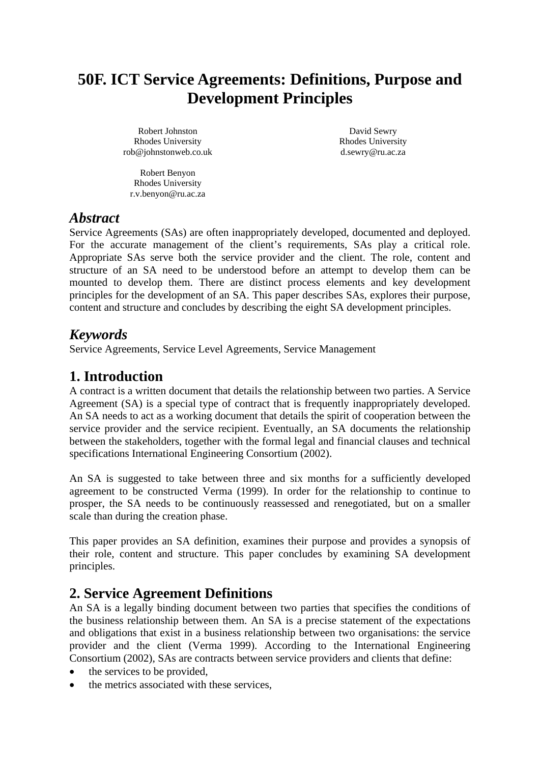# 50F. ICT Service Agreements: Definitions, Purpose and Development Principles

Robert Johnston
Rhodes University
rob@johnstonweb.co.uk

David Sewry
Rhodes University
d.sewry@ru.ac.za

Robert Benyon
Rhodes University
r.v.benyon@ru.ac.za

## *Abstract*

Service Agreements (SAs) are often inappropriately developed, documented and deployed. For the accurate management of the client's requirements, SAs play a critical role. Appropriate SAs serve both the service provider and the client. The role, content and structure of an SA need to be understood before an attempt to develop them can be mounted to develop them. There are distinct process elements and key development principles for the development of an SA. This paper describes SAs, explores their purpose, content and structure and concludes by describing the eight SA development principles.

## *Keywords*

Service Agreements, Service Level Agreements, Service Management

## 1. Introduction

A contract is a written document that details the relationship between two parties. A Service Agreement (SA) is a special type of contract that is frequently inappropriately developed. An SA needs to act as a working document that details the spirit of cooperation between the service provider and the service recipient. Eventually, an SA documents the relationship between the stakeholders, together with the formal legal and financial clauses and technical specifications International Engineering Consortium (2002).

An SA is suggested to take between three and six months for a sufficiently developed agreement to be constructed Verma (1999). In order for the relationship to continue to prosper, the SA needs to be continuously reassessed and renegotiated, but on a smaller scale than during the creation phase.

This paper provides an SA definition, examines their purpose and provides a synopsis of their role, content and structure. This paper concludes by examining SA development principles.

## 2. Service Agreement Definitions

An SA is a legally binding document between two parties that specifies the conditions of the business relationship between them. An SA is a precise statement of the expectations and obligations that exist in a business relationship between two organisations: the service provider and the client (Verma 1999). According to the International Engineering Consortium (2002), SAs are contracts between service providers and clients that define:

- the services to be provided,
- the metrics associated with these services,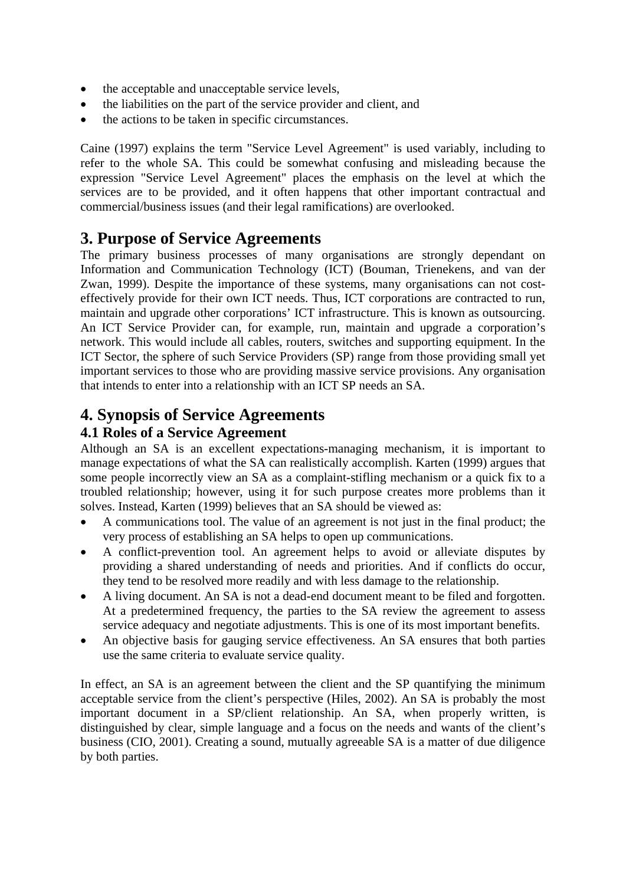- the acceptable and unacceptable service levels,
- the liabilities on the part of the service provider and client, and
- the actions to be taken in specific circumstances.

Caine (1997) explains the term "Service Level Agreement" is used variably, including to refer to the whole SA. This could be somewhat confusing and misleading because the expression "Service Level Agreement" places the emphasis on the level at which the services are to be provided, and it often happens that other important contractual and commercial/business issues (and their legal ramifications) are overlooked.

# 3. Purpose of Service Agreements

The primary business processes of many organisations are strongly dependant on Information and Communication Technology (ICT) (Bouman, Trienekens, and van der Zwan, 1999). Despite the importance of these systems, many organisations can not cost-effectively provide for their own ICT needs. Thus, ICT corporations are contracted to run, maintain and upgrade other corporations' ICT infrastructure. This is known as outsourcing. An ICT Service Provider can, for example, run, maintain and upgrade a corporation's network. This would include all cables, routers, switches and supporting equipment. In the ICT Sector, the sphere of such Service Providers (SP) range from those providing small yet important services to those who are providing massive service provisions. Any organisation that intends to enter into a relationship with an ICT SP needs an SA.

# 4. Synopsis of Service Agreements

## 4.1 Roles of a Service Agreement

Although an SA is an excellent expectations-managing mechanism, it is important to manage expectations of what the SA can realistically accomplish. Karten (1999) argues that some people incorrectly view an SA as a complaint-stifling mechanism or a quick fix to a troubled relationship; however, using it for such purpose creates more problems than it solves. Instead, Karten (1999) believes that an SA should be viewed as:

- A communications tool. The value of an agreement is not just in the final product; the very process of establishing an SA helps to open up communications.
- A conflict-prevention tool. An agreement helps to avoid or alleviate disputes by providing a shared understanding of needs and priorities. And if conflicts do occur, they tend to be resolved more readily and with less damage to the relationship.
- A living document. An SA is not a dead-end document meant to be filed and forgotten. At a predetermined frequency, the parties to the SA review the agreement to assess service adequacy and negotiate adjustments. This is one of its most important benefits.
- An objective basis for gauging service effectiveness. An SA ensures that both parties use the same criteria to evaluate service quality.

In effect, an SA is an agreement between the client and the SP quantifying the minimum acceptable service from the client's perspective (Hiles, 2002). An SA is probably the most important document in a SP/client relationship. An SA, when properly written, is distinguished by clear, simple language and a focus on the needs and wants of the client's business (CIO, 2001). Creating a sound, mutually agreeable SA is a matter of due diligence by both parties.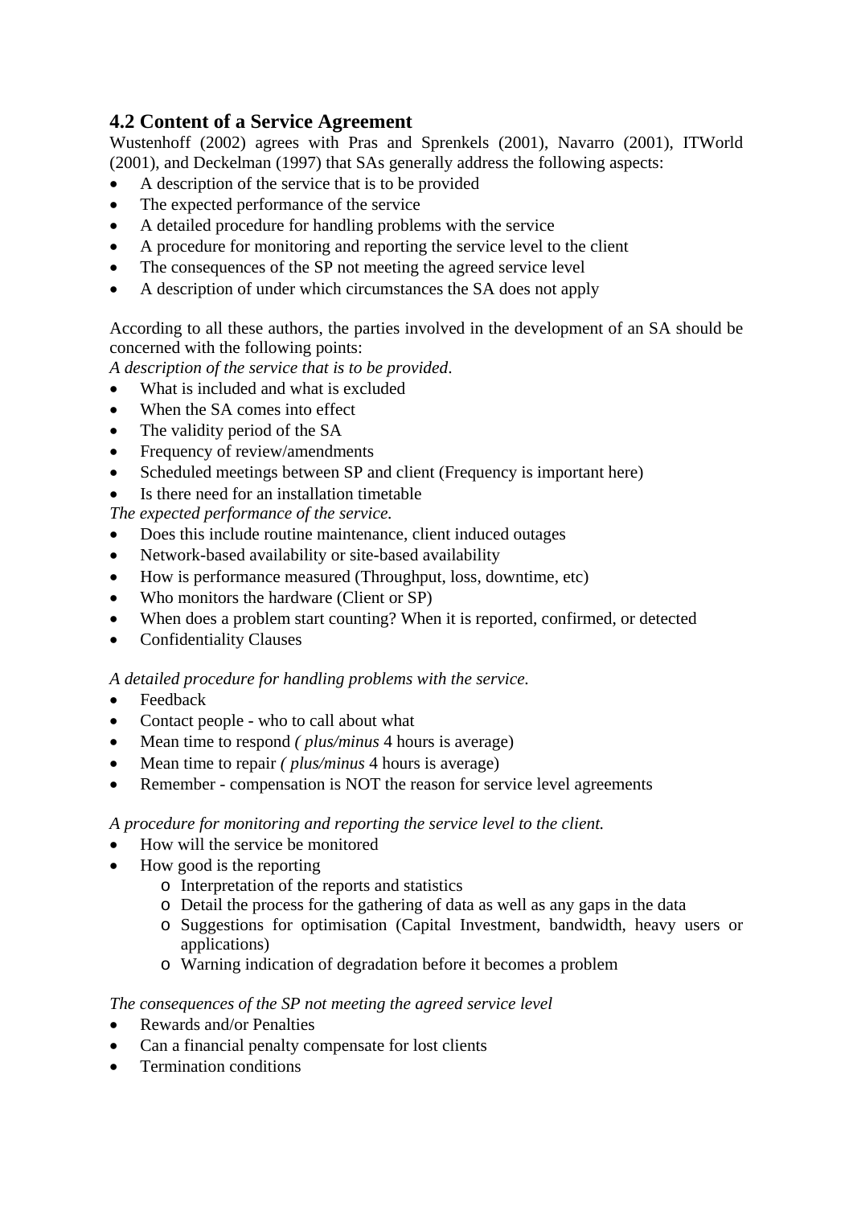## 4.2 Content of a Service Agreement

Wustenhoff (2002) agrees with Pras and Sprenkels (2001), Navarro (2001), ITWorld (2001), and Deckelman (1997) that SAs generally address the following aspects:

- A description of the service that is to be provided
- The expected performance of the service
- A detailed procedure for handling problems with the service
- A procedure for monitoring and reporting the service level to the client
- The consequences of the SP not meeting the agreed service level
- A description of under which circumstances the SA does not apply

According to all these authors, the parties involved in the development of an SA should be concerned with the following points:

*A description of the service that is to be provided.*

- What is included and what is excluded
- When the SA comes into effect
- The validity period of the SA
- Frequency of review/amendments
- Scheduled meetings between SP and client (Frequency is important here)
- Is there need for an installation timetable

*The expected performance of the service.*

- Does this include routine maintenance, client induced outages
- Network-based availability or site-based availability
- How is performance measured (Throughput, loss, downtime, etc)
- Who monitors the hardware (Client or SP)
- When does a problem start counting? When it is reported, confirmed, or detected
- Confidentiality Clauses

*A detailed procedure for handling problems with the service.*

- Feedback
- Contact people - who to call about what
- Mean time to respond *( plus/minus* 4 hours is average)
- Mean time to repair *( plus/minus* 4 hours is average)
- Remember - compensation is NOT the reason for service level agreements

*A procedure for monitoring and reporting the service level to the client.*

- How will the service be monitored
- How good is the reporting
  - Interpretation of the reports and statistics
  - Detail the process for the gathering of data as well as any gaps in the data
  - Suggestions for optimisation (Capital Investment, bandwidth, heavy users or applications)
  - Warning indication of degradation before it becomes a problem

*The consequences of the SP not meeting the agreed service level*

- Rewards and/or Penalties
- Can a financial penalty compensate for lost clients
- Termination conditions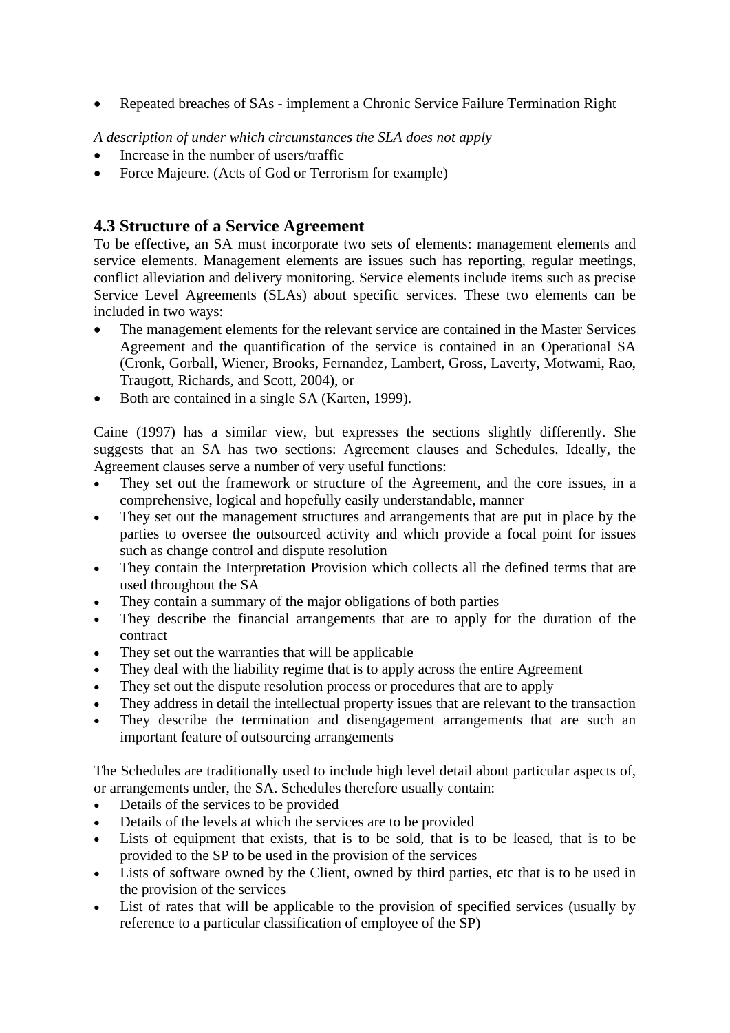- Repeated breaches of SAs - implement a Chronic Service Failure Termination Right

*A description of under which circumstances the SLA does not apply*

- Increase in the number of users/traffic
- Force Majeure. (Acts of God or Terrorism for example)

## 4.3 Structure of a Service Agreement

To be effective, an SA must incorporate two sets of elements: management elements and service elements. Management elements are issues such has reporting, regular meetings, conflict alleviation and delivery monitoring. Service elements include items such as precise Service Level Agreements (SLAs) about specific services. These two elements can be included in two ways:

- The management elements for the relevant service are contained in the Master Services Agreement and the quantification of the service is contained in an Operational SA (Cronk, Gorball, Wiener, Brooks, Fernandez, Lambert, Gross, Laverty, Motwami, Rao, Traugott, Richards, and Scott, 2004), or
- Both are contained in a single SA (Karten, 1999).

Caine (1997) has a similar view, but expresses the sections slightly differently. She suggests that an SA has two sections: Agreement clauses and Schedules. Ideally, the Agreement clauses serve a number of very useful functions:

- They set out the framework or structure of the Agreement, and the core issues, in a comprehensive, logical and hopefully easily understandable, manner
- They set out the management structures and arrangements that are put in place by the parties to oversee the outsourced activity and which provide a focal point for issues such as change control and dispute resolution
- They contain the Interpretation Provision which collects all the defined terms that are used throughout the SA
- They contain a summary of the major obligations of both parties
- They describe the financial arrangements that are to apply for the duration of the contract
- They set out the warranties that will be applicable
- They deal with the liability regime that is to apply across the entire Agreement
- They set out the dispute resolution process or procedures that are to apply
- They address in detail the intellectual property issues that are relevant to the transaction
- They describe the termination and disengagement arrangements that are such an important feature of outsourcing arrangements

The Schedules are traditionally used to include high level detail about particular aspects of, or arrangements under, the SA. Schedules therefore usually contain:

- Details of the services to be provided
- Details of the levels at which the services are to be provided
- Lists of equipment that exists, that is to be sold, that is to be leased, that is to be provided to the SP to be used in the provision of the services
- Lists of software owned by the Client, owned by third parties, etc that is to be used in the provision of the services
- List of rates that will be applicable to the provision of specified services (usually by reference to a particular classification of employee of the SP)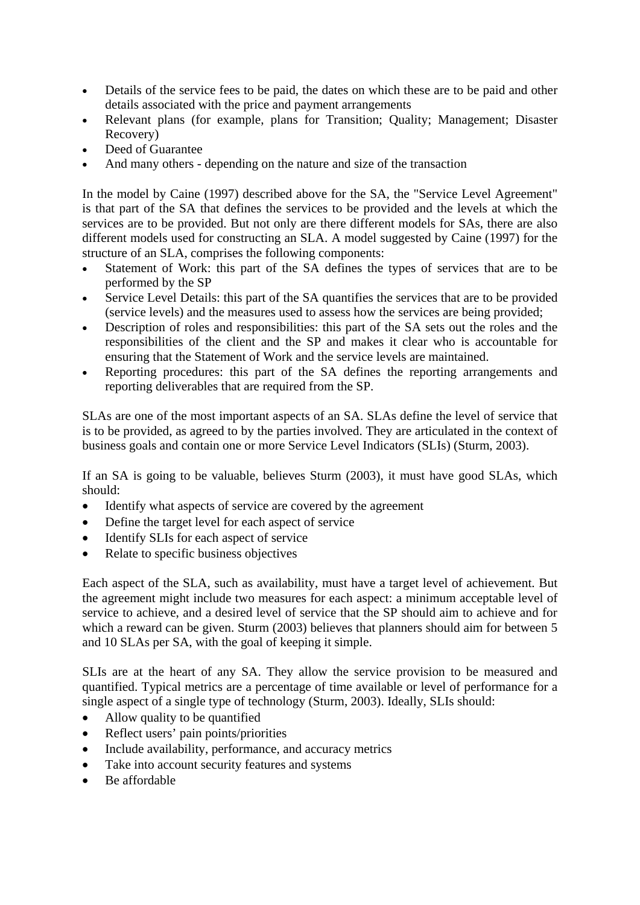- Details of the service fees to be paid, the dates on which these are to be paid and other details associated with the price and payment arrangements
- Relevant plans (for example, plans for Transition; Quality; Management; Disaster Recovery)
- Deed of Guarantee
- And many others - depending on the nature and size of the transaction

In the model by Caine (1997) described above for the SA, the "Service Level Agreement" is that part of the SA that defines the services to be provided and the levels at which the services are to be provided. But not only are there different models for SAs, there are also different models used for constructing an SLA. A model suggested by Caine (1997) for the structure of an SLA, comprises the following components:

- Statement of Work: this part of the SA defines the types of services that are to be performed by the SP
- Service Level Details: this part of the SA quantifies the services that are to be provided (service levels) and the measures used to assess how the services are being provided;
- Description of roles and responsibilities: this part of the SA sets out the roles and the responsibilities of the client and the SP and makes it clear who is accountable for ensuring that the Statement of Work and the service levels are maintained.
- Reporting procedures: this part of the SA defines the reporting arrangements and reporting deliverables that are required from the SP.

SLAs are one of the most important aspects of an SA. SLAs define the level of service that is to be provided, as agreed to by the parties involved. They are articulated in the context of business goals and contain one or more Service Level Indicators (SLIs) (Sturm, 2003).

If an SA is going to be valuable, believes Sturm (2003), it must have good SLAs, which should:

- Identify what aspects of service are covered by the agreement
- Define the target level for each aspect of service
- Identify SLIs for each aspect of service
- Relate to specific business objectives

Each aspect of the SLA, such as availability, must have a target level of achievement. But the agreement might include two measures for each aspect: a minimum acceptable level of service to achieve, and a desired level of service that the SP should aim to achieve and for which a reward can be given. Sturm (2003) believes that planners should aim for between 5 and 10 SLAs per SA, with the goal of keeping it simple.

SLIs are at the heart of any SA. They allow the service provision to be measured and quantified. Typical metrics are a percentage of time available or level of performance for a single aspect of a single type of technology (Sturm, 2003). Ideally, SLIs should:

- Allow quality to be quantified
- Reflect users' pain points/priorities
- Include availability, performance, and accuracy metrics
- Take into account security features and systems
- Be affordable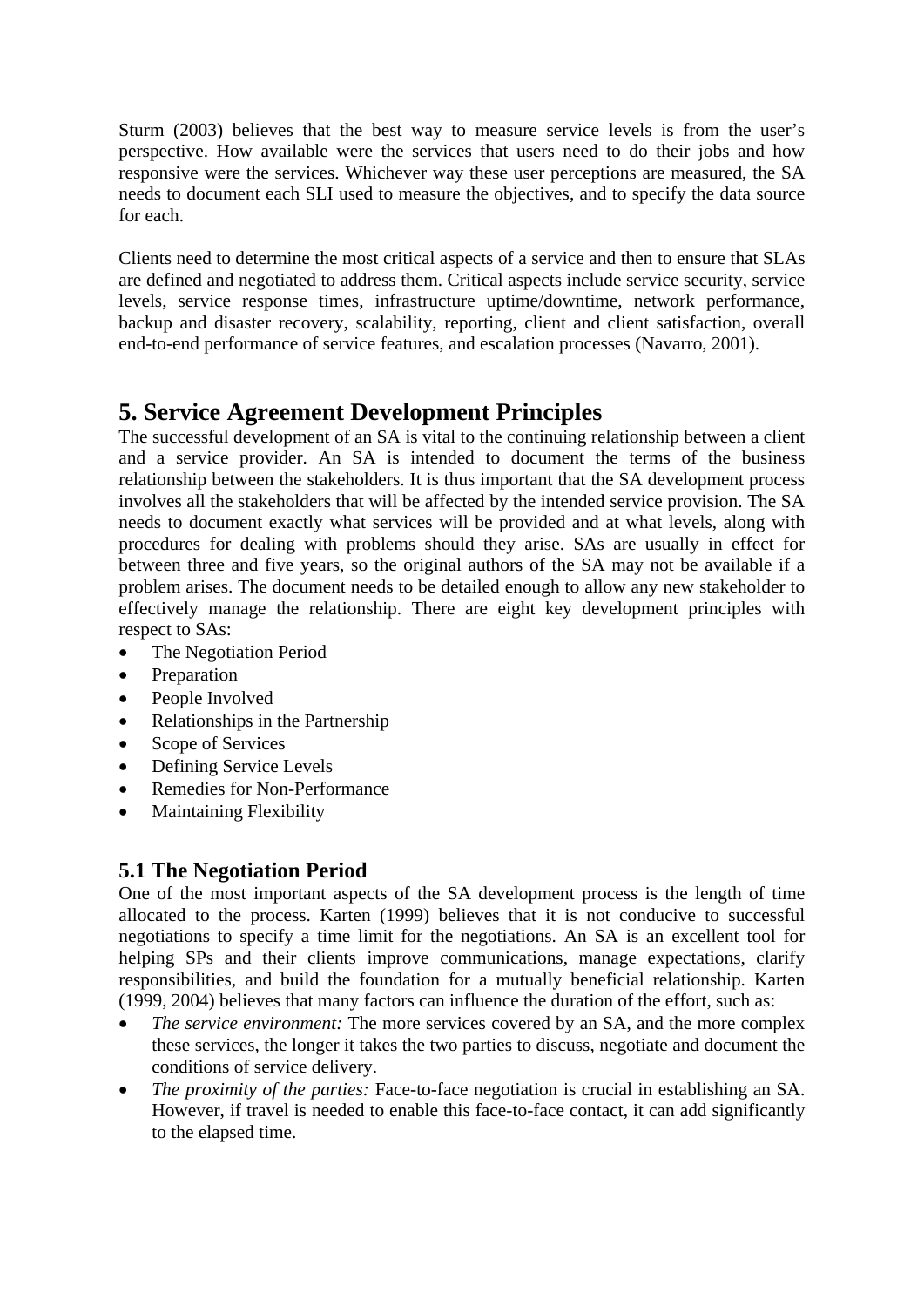Sturm (2003) believes that the best way to measure service levels is from the user's perspective. How available were the services that users need to do their jobs and how responsive were the services. Whichever way these user perceptions are measured, the SA needs to document each SLI used to measure the objectives, and to specify the data source for each.

Clients need to determine the most critical aspects of a service and then to ensure that SLAs are defined and negotiated to address them. Critical aspects include service security, service levels, service response times, infrastructure uptime/downtime, network performance, backup and disaster recovery, scalability, reporting, client and client satisfaction, overall end-to-end performance of service features, and escalation processes (Navarro, 2001).

## 5. Service Agreement Development Principles

The successful development of an SA is vital to the continuing relationship between a client and a service provider. An SA is intended to document the terms of the business relationship between the stakeholders. It is thus important that the SA development process involves all the stakeholders that will be affected by the intended service provision. The SA needs to document exactly what services will be provided and at what levels, along with procedures for dealing with problems should they arise. SAs are usually in effect for between three and five years, so the original authors of the SA may not be available if a problem arises. The document needs to be detailed enough to allow any new stakeholder to effectively manage the relationship. There are eight key development principles with respect to SAs:

- The Negotiation Period
- Preparation
- People Involved
- Relationships in the Partnership
- Scope of Services
- Defining Service Levels
- Remedies for Non-Performance
- Maintaining Flexibility

### 5.1 The Negotiation Period

One of the most important aspects of the SA development process is the length of time allocated to the process. Karten (1999) believes that it is not conducive to successful negotiations to specify a time limit for the negotiations. An SA is an excellent tool for helping SPs and their clients improve communications, manage expectations, clarify responsibilities, and build the foundation for a mutually beneficial relationship. Karten (1999, 2004) believes that many factors can influence the duration of the effort, such as:

- *The service environment:* The more services covered by an SA, and the more complex these services, the longer it takes the two parties to discuss, negotiate and document the conditions of service delivery.
- *The proximity of the parties:* Face-to-face negotiation is crucial in establishing an SA. However, if travel is needed to enable this face-to-face contact, it can add significantly to the elapsed time.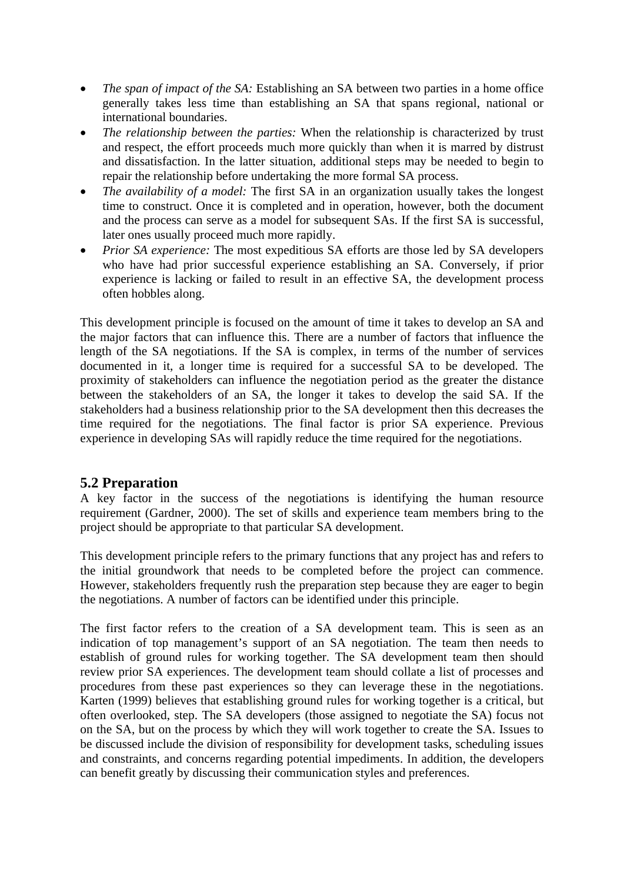- *The span of impact of the SA:* Establishing an SA between two parties in a home office generally takes less time than establishing an SA that spans regional, national or international boundaries.
- *The relationship between the parties:* When the relationship is characterized by trust and respect, the effort proceeds much more quickly than when it is marred by distrust and dissatisfaction. In the latter situation, additional steps may be needed to begin to repair the relationship before undertaking the more formal SA process.
- *The availability of a model:* The first SA in an organization usually takes the longest time to construct. Once it is completed and in operation, however, both the document and the process can serve as a model for subsequent SAs. If the first SA is successful, later ones usually proceed much more rapidly.
- *Prior SA experience:* The most expeditious SA efforts are those led by SA developers who have had prior successful experience establishing an SA. Conversely, if prior experience is lacking or failed to result in an effective SA, the development process often hobbles along.

This development principle is focused on the amount of time it takes to develop an SA and the major factors that can influence this. There are a number of factors that influence the length of the SA negotiations. If the SA is complex, in terms of the number of services documented in it, a longer time is required for a successful SA to be developed. The proximity of stakeholders can influence the negotiation period as the greater the distance between the stakeholders of an SA, the longer it takes to develop the said SA. If the stakeholders had a business relationship prior to the SA development then this decreases the time required for the negotiations. The final factor is prior SA experience. Previous experience in developing SAs will rapidly reduce the time required for the negotiations.

## 5.2 Preparation

A key factor in the success of the negotiations is identifying the human resource requirement (Gardner, 2000). The set of skills and experience team members bring to the project should be appropriate to that particular SA development.

This development principle refers to the primary functions that any project has and refers to the initial groundwork that needs to be completed before the project can commence. However, stakeholders frequently rush the preparation step because they are eager to begin the negotiations. A number of factors can be identified under this principle.

The first factor refers to the creation of a SA development team. This is seen as an indication of top management's support of an SA negotiation. The team then needs to establish of ground rules for working together. The SA development team then should review prior SA experiences. The development team should collate a list of processes and procedures from these past experiences so they can leverage these in the negotiations. Karten (1999) believes that establishing ground rules for working together is a critical, but often overlooked, step. The SA developers (those assigned to negotiate the SA) focus not on the SA, but on the process by which they will work together to create the SA. Issues to be discussed include the division of responsibility for development tasks, scheduling issues and constraints, and concerns regarding potential impediments. In addition, the developers can benefit greatly by discussing their communication styles and preferences.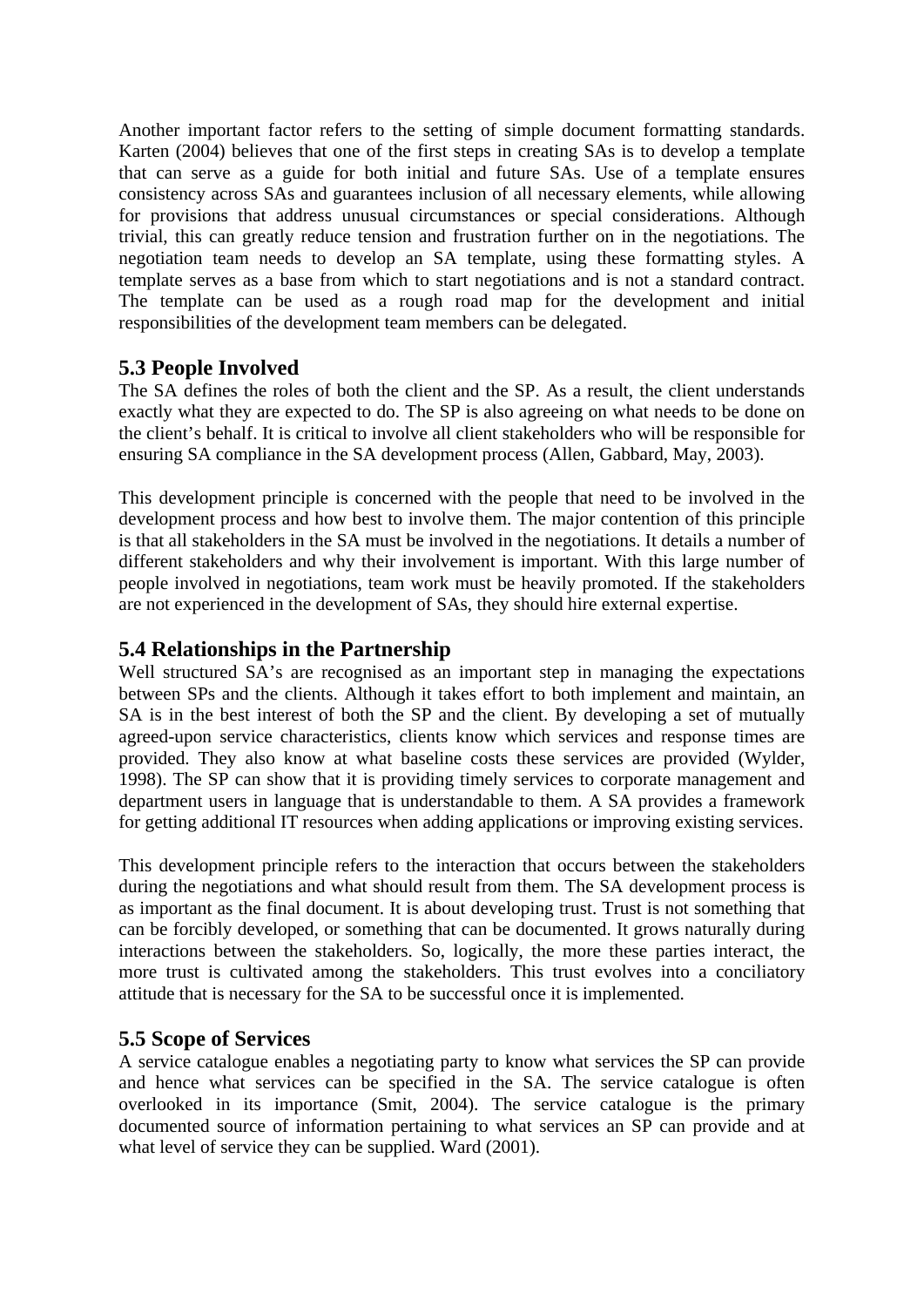Another important factor refers to the setting of simple document formatting standards. Karten (2004) believes that one of the first steps in creating SAs is to develop a template that can serve as a guide for both initial and future SAs. Use of a template ensures consistency across SAs and guarantees inclusion of all necessary elements, while allowing for provisions that address unusual circumstances or special considerations. Although trivial, this can greatly reduce tension and frustration further on in the negotiations. The negotiation team needs to develop an SA template, using these formatting styles. A template serves as a base from which to start negotiations and is not a standard contract. The template can be used as a rough road map for the development and initial responsibilities of the development team members can be delegated.

## 5.3 People Involved

The SA defines the roles of both the client and the SP. As a result, the client understands exactly what they are expected to do. The SP is also agreeing on what needs to be done on the client's behalf. It is critical to involve all client stakeholders who will be responsible for ensuring SA compliance in the SA development process (Allen, Gabbard, May, 2003).

This development principle is concerned with the people that need to be involved in the development process and how best to involve them. The major contention of this principle is that all stakeholders in the SA must be involved in the negotiations. It details a number of different stakeholders and why their involvement is important. With this large number of people involved in negotiations, team work must be heavily promoted. If the stakeholders are not experienced in the development of SAs, they should hire external expertise.

## 5.4 Relationships in the Partnership

Well structured SA's are recognised as an important step in managing the expectations between SPs and the clients. Although it takes effort to both implement and maintain, an SA is in the best interest of both the SP and the client. By developing a set of mutually agreed-upon service characteristics, clients know which services and response times are provided. They also know at what baseline costs these services are provided (Wylder, 1998). The SP can show that it is providing timely services to corporate management and department users in language that is understandable to them. A SA provides a framework for getting additional IT resources when adding applications or improving existing services.

This development principle refers to the interaction that occurs between the stakeholders during the negotiations and what should result from them. The SA development process is as important as the final document. It is about developing trust. Trust is not something that can be forcibly developed, or something that can be documented. It grows naturally during interactions between the stakeholders. So, logically, the more these parties interact, the more trust is cultivated among the stakeholders. This trust evolves into a conciliatory attitude that is necessary for the SA to be successful once it is implemented.

## 5.5 Scope of Services

A service catalogue enables a negotiating party to know what services the SP can provide and hence what services can be specified in the SA. The service catalogue is often overlooked in its importance (Smit, 2004). The service catalogue is the primary documented source of information pertaining to what services an SP can provide and at what level of service they can be supplied. Ward (2001).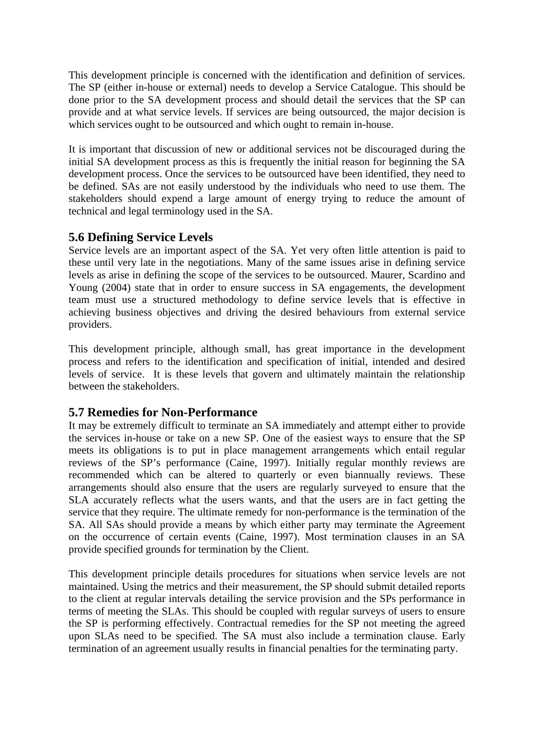This development principle is concerned with the identification and definition of services. The SP (either in-house or external) needs to develop a Service Catalogue. This should be done prior to the SA development process and should detail the services that the SP can provide and at what service levels. If services are being outsourced, the major decision is which services ought to be outsourced and which ought to remain in-house.

It is important that discussion of new or additional services not be discouraged during the initial SA development process as this is frequently the initial reason for beginning the SA development process. Once the services to be outsourced have been identified, they need to be defined. SAs are not easily understood by the individuals who need to use them. The stakeholders should expend a large amount of energy trying to reduce the amount of technical and legal terminology used in the SA.

## 5.6 Defining Service Levels

Service levels are an important aspect of the SA. Yet very often little attention is paid to these until very late in the negotiations. Many of the same issues arise in defining service levels as arise in defining the scope of the services to be outsourced. Maurer, Scardino and Young (2004) state that in order to ensure success in SA engagements, the development team must use a structured methodology to define service levels that is effective in achieving business objectives and driving the desired behaviours from external service providers.

This development principle, although small, has great importance in the development process and refers to the identification and specification of initial, intended and desired levels of service. It is these levels that govern and ultimately maintain the relationship between the stakeholders.

## 5.7 Remedies for Non-Performance

It may be extremely difficult to terminate an SA immediately and attempt either to provide the services in-house or take on a new SP. One of the easiest ways to ensure that the SP meets its obligations is to put in place management arrangements which entail regular reviews of the SP's performance (Caine, 1997). Initially regular monthly reviews are recommended which can be altered to quarterly or even biannually reviews. These arrangements should also ensure that the users are regularly surveyed to ensure that the SLA accurately reflects what the users wants, and that the users are in fact getting the service that they require. The ultimate remedy for non-performance is the termination of the SA. All SAs should provide a means by which either party may terminate the Agreement on the occurrence of certain events (Caine, 1997). Most termination clauses in an SA provide specified grounds for termination by the Client.

This development principle details procedures for situations when service levels are not maintained. Using the metrics and their measurement, the SP should submit detailed reports to the client at regular intervals detailing the service provision and the SPs performance in terms of meeting the SLAs. This should be coupled with regular surveys of users to ensure the SP is performing effectively. Contractual remedies for the SP not meeting the agreed upon SLAs need to be specified. The SA must also include a termination clause. Early termination of an agreement usually results in financial penalties for the terminating party.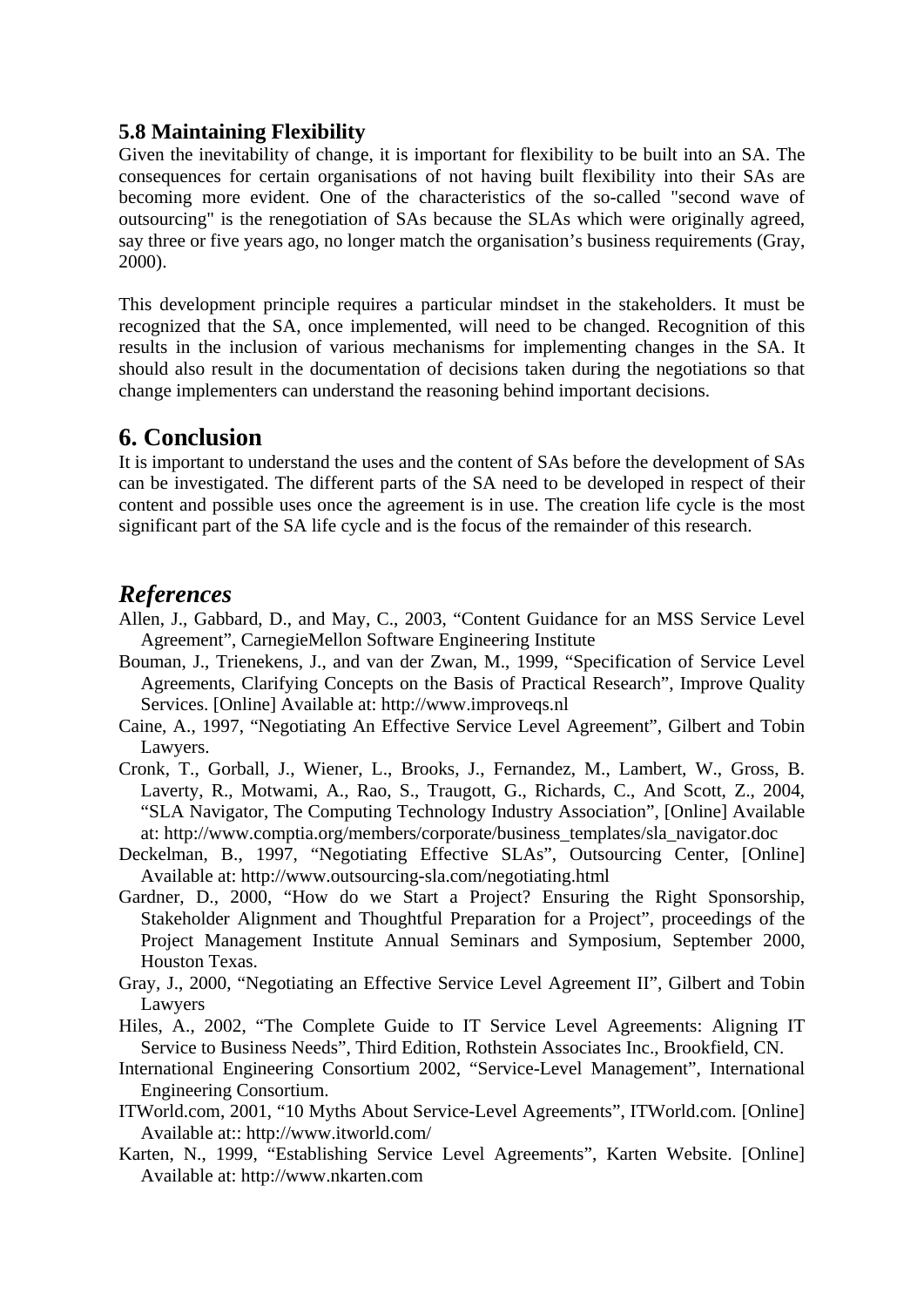### 5.8 Maintaining Flexibility

Given the inevitability of change, it is important for flexibility to be built into an SA. The consequences for certain organisations of not having built flexibility into their SAs are becoming more evident. One of the characteristics of the so-called "second wave of outsourcing" is the renegotiation of SAs because the SLAs which were originally agreed, say three or five years ago, no longer match the organisation's business requirements (Gray, 2000).

This development principle requires a particular mindset in the stakeholders. It must be recognized that the SA, once implemented, will need to be changed. Recognition of this results in the inclusion of various mechanisms for implementing changes in the SA. It should also result in the documentation of decisions taken during the negotiations so that change implementers can understand the reasoning behind important decisions.

## 6. Conclusion

It is important to understand the uses and the content of SAs before the development of SAs can be investigated. The different parts of the SA need to be developed in respect of their content and possible uses once the agreement is in use. The creation life cycle is the most significant part of the SA life cycle and is the focus of the remainder of this research.

## *References*

Allen, J., Gabbard, D., and May, C., 2003, "Content Guidance for an MSS Service Level Agreement", CarnegieMellon Software Engineering Institute

Bouman, J., Trienekens, J., and van der Zwan, M., 1999, "Specification of Service Level Agreements, Clarifying Concepts on the Basis of Practical Research", Improve Quality Services. [Online] Available at: http://www.improveqs.nl

Caine, A., 1997, "Negotiating An Effective Service Level Agreement", Gilbert and Tobin Lawyers.

Cronk, T., Gorball, J., Wiener, L., Brooks, J., Fernandez, M., Lambert, W., Gross, B. Laverty, R., Motwami, A., Rao, S., Traugott, G., Richards, C., And Scott, Z., 2004, "SLA Navigator, The Computing Technology Industry Association", [Online] Available at: http://www.comptia.org/members/corporate/business_templates/sla_navigator.doc

Deckelman, B., 1997, "Negotiating Effective SLAs", Outsourcing Center, [Online] Available at: http://www.outsourcing-sla.com/negotiating.html

Gardner, D., 2000, "How do we Start a Project? Ensuring the Right Sponsorship, Stakeholder Alignment and Thoughtful Preparation for a Project", proceedings of the Project Management Institute Annual Seminars and Symposium, September 2000, Houston Texas.

Gray, J., 2000, "Negotiating an Effective Service Level Agreement II", Gilbert and Tobin Lawyers

Hiles, A., 2002, "The Complete Guide to IT Service Level Agreements: Aligning IT Service to Business Needs", Third Edition, Rothstein Associates Inc., Brookfield, CN.

International Engineering Consortium 2002, "Service-Level Management", International Engineering Consortium.

ITWorld.com, 2001, "10 Myths About Service-Level Agreements", ITWorld.com. [Online] Available at:: http://www.itworld.com/

Karten, N., 1999, "Establishing Service Level Agreements", Karten Website. [Online] Available at: http://www.nkarten.com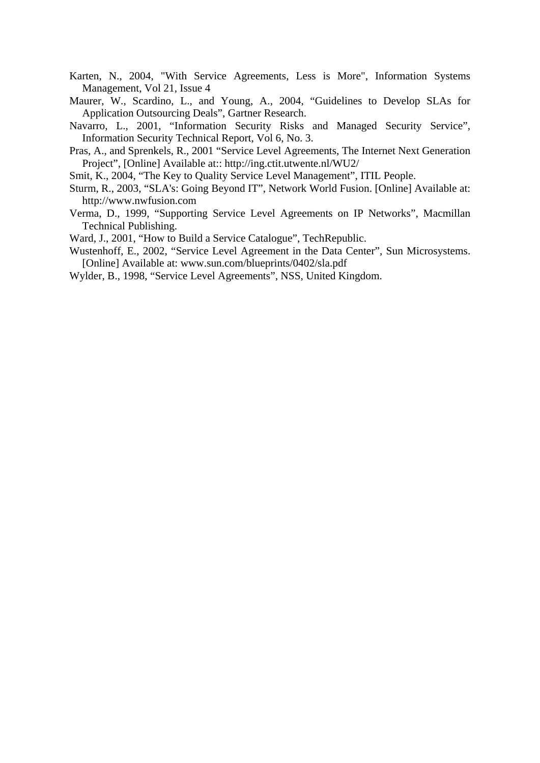Karten, N., 2004, "With Service Agreements, Less is More", Information Systems Management, Vol 21, Issue 4

Maurer, W., Scardino, L., and Young, A., 2004, “Guidelines to Develop SLAs for Application Outsourcing Deals”, Gartner Research.

Navarro, L., 2001, “Information Security Risks and Managed Security Service”, Information Security Technical Report, Vol 6, No. 3.

Pras, A., and Sprenkels, R., 2001 “Service Level Agreements, The Internet Next Generation Project”, [Online] Available at:: http://ing.ctit.utwente.nl/WU2/

Smit, K., 2004, “The Key to Quality Service Level Management”, ITIL People.

Sturm, R., 2003, “SLA's: Going Beyond IT”, Network World Fusion. [Online] Available at: http://www.nwfusion.com

Verma, D., 1999, “Supporting Service Level Agreements on IP Networks”, Macmillan Technical Publishing.

Ward, J., 2001, “How to Build a Service Catalogue”, TechRepublic.

Wustenhoff, E., 2002, “Service Level Agreement in the Data Center”, Sun Microsystems. [Online] Available at: www.sun.com/blueprints/0402/sla.pdf

Wylder, B., 1998, “Service Level Agreements”, NSS, United Kingdom.